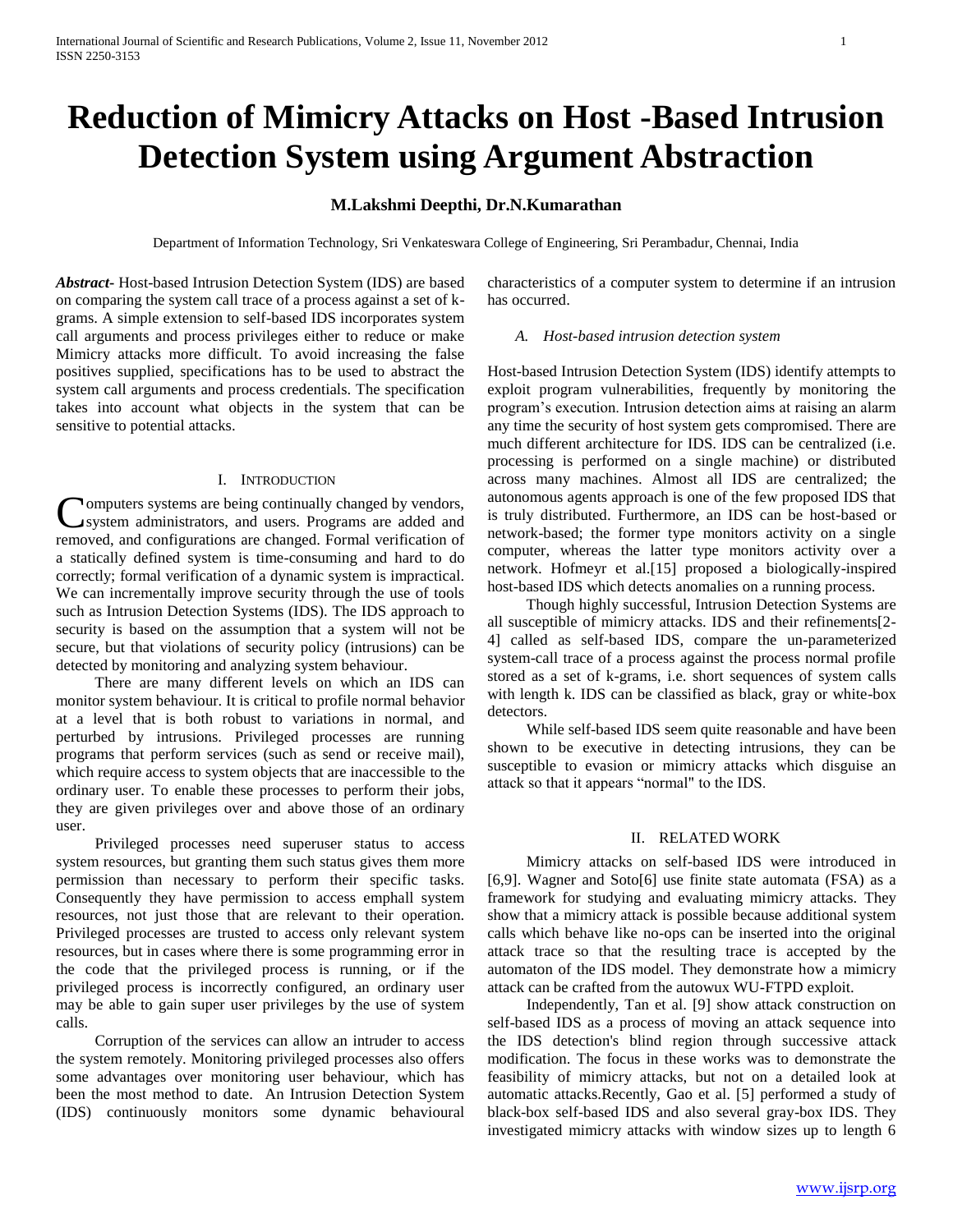# Reduction of Mimicry Attacks on Host -Based Intrusion Detection System using Argument Abstraction

**M.Lakshmi Deepthi, Dr.N.Kumarathan**

Department of Information Technology, Sri Venkateswara College of Engineering, Sri Perambadur, Chennai, India

***Abstract*-** Host-based Intrusion Detection System (IDS) are based on comparing the system call trace of a process against a set of k-grams. A simple extension to self-based IDS incorporates system call arguments and process privileges either to reduce or make Mimicry attacks more difficult. To avoid increasing the false positives supplied, specifications has to be used to abstract the system call arguments and process credentials. The specification takes into account what objects in the system that can be sensitive to potential attacks.

## I. Introduction

Computers systems are being continually changed by vendors, system administrators, and users. Programs are added and removed, and configurations are changed. Formal verification of a statically defined system is time-consuming and hard to do correctly; formal verification of a dynamic system is impractical. We can incrementally improve security through the use of tools such as Intrusion Detection Systems (IDS). The IDS approach to security is based on the assumption that a system will not be secure, but that violations of security policy (intrusions) can be detected by monitoring and analyzing system behaviour.

There are many different levels on which an IDS can monitor system behaviour. It is critical to profile normal behavior at a level that is both robust to variations in normal, and perturbed by intrusions. Privileged processes are running programs that perform services (such as send or receive mail), which require access to system objects that are inaccessible to the ordinary user. To enable these processes to perform their jobs, they are given privileges over and above those of an ordinary user.

Privileged processes need superuser status to access system resources, but granting them such status gives them more permission than necessary to perform their specific tasks. Consequently they have permission to access emphall system resources, not just those that are relevant to their operation. Privileged processes are trusted to access only relevant system resources, but in cases where there is some programming error in the code that the privileged process is running, or if the privileged process is incorrectly configured, an ordinary user may be able to gain super user privileges by the use of system calls.

Corruption of the services can allow an intruder to access the system remotely. Monitoring privileged processes also offers some advantages over monitoring user behaviour, which has been the most method to date. An Intrusion Detection System (IDS) continuously monitors some dynamic behavioural characteristics of a computer system to determine if an intrusion has occurred.

### *A. Host-based intrusion detection system*

Host-based Intrusion Detection System (IDS) identify attempts to exploit program vulnerabilities, frequently by monitoring the program's execution. Intrusion detection aims at raising an alarm any time the security of host system gets compromised. There are much different architecture for IDS. IDS can be centralized (i.e. processing is performed on a single machine) or distributed across many machines. Almost all IDS are centralized; the autonomous agents approach is one of the few proposed IDS that is truly distributed. Furthermore, an IDS can be host-based or network-based; the former type monitors activity on a single computer, whereas the latter type monitors activity over a network. Hofmeyr et al.[15] proposed a biologically-inspired host-based IDS which detects anomalies on a running process.

Though highly successful, Intrusion Detection Systems are all susceptible of mimicry attacks. IDS and their refinements[2-4] called as self-based IDS, compare the un-parameterized system-call trace of a process against the process normal profile stored as a set of k-grams, i.e. short sequences of system calls with length k. IDS can be classified as black, gray or white-box detectors.

While self-based IDS seem quite reasonable and have been shown to be executive in detecting intrusions, they can be susceptible to evasion or mimicry attacks which disguise an attack so that it appears "normal" to the IDS.

## II. Related Work

Mimicry attacks on self-based IDS were introduced in [6,9]. Wagner and Soto[6] use finite state automata (FSA) as a framework for studying and evaluating mimicry attacks. They show that a mimicry attack is possible because additional system calls which behave like no-ops can be inserted into the original attack trace so that the resulting trace is accepted by the automaton of the IDS model. They demonstrate how a mimicry attack can be crafted from the autowux WU-FTPD exploit.

Independently, Tan et al. [9] show attack construction on self-based IDS as a process of moving an attack sequence into the IDS detection's blind region through successive attack modification. The focus in these works was to demonstrate the feasibility of mimicry attacks, but not on a detailed look at automatic attacks.Recently, Gao et al. [5] performed a study of black-box self-based IDS and also several gray-box IDS. They investigated mimicry attacks with window sizes up to length 6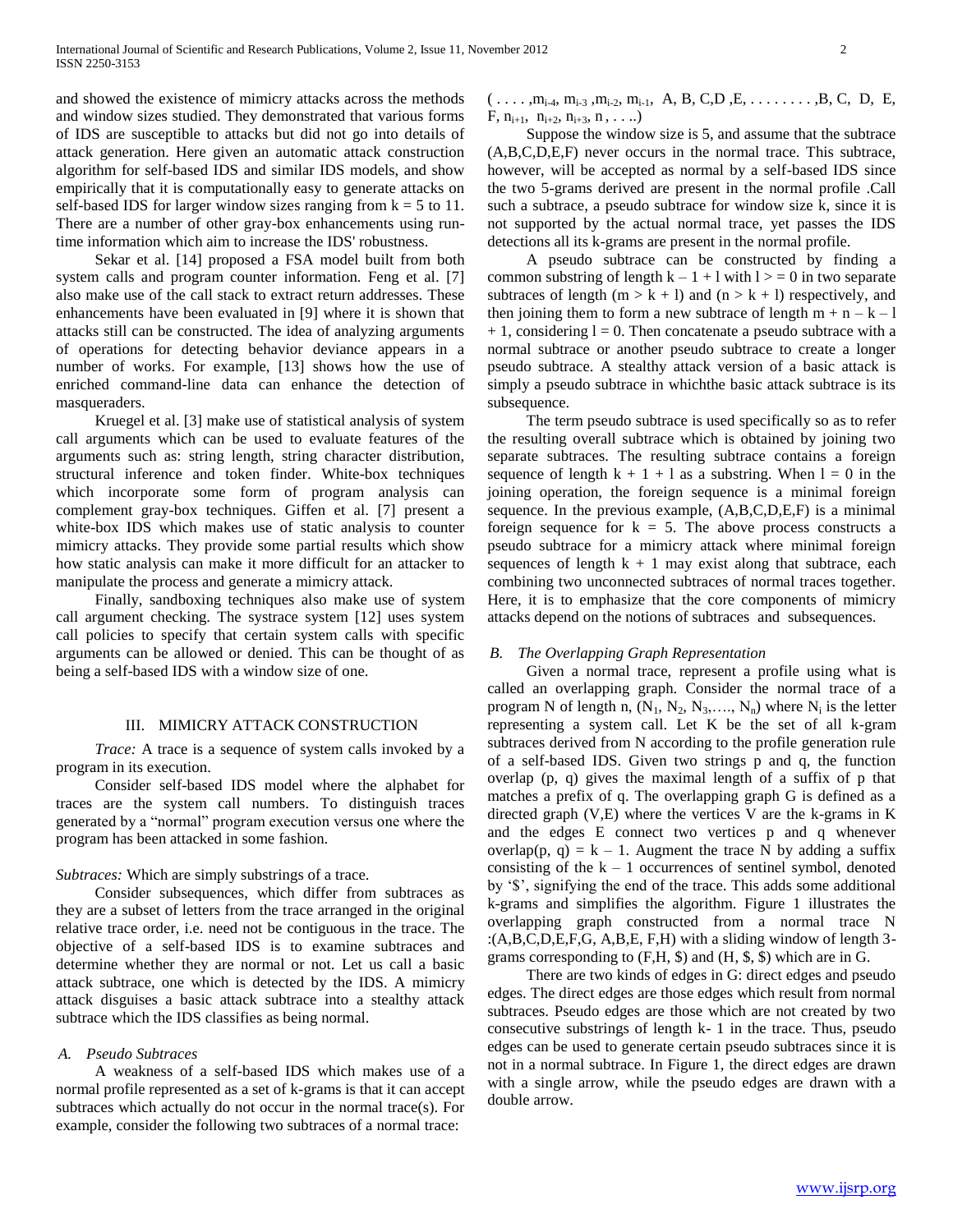and showed the existence of mimicry attacks across the methods and window sizes studied. They demonstrated that various forms of IDS are susceptible to attacks but did not go into details of attack generation. Here given an automatic attack construction algorithm for self-based IDS and similar IDS models, and show empirically that it is computationally easy to generate attacks on self-based IDS for larger window sizes ranging from k = 5 to 11. There are a number of other gray-box enhancements using run-time information which aim to increase the IDS' robustness.

Sekar et al. [14] proposed a FSA model built from both system calls and program counter information. Feng et al. [7] also make use of the call stack to extract return addresses. These enhancements have been evaluated in [9] where it is shown that attacks still can be constructed. The idea of analyzing arguments of operations for detecting behavior deviance appears in a number of works. For example, [13] shows how the use of enriched command-line data can enhance the detection of masqueraders.

Kruegel et al. [3] make use of statistical analysis of system call arguments which can be used to evaluate features of the arguments such as: string length, string character distribution, structural inference and token finder. White-box techniques which incorporate some form of program analysis can complement gray-box techniques. Giffen et al. [7] present a white-box IDS which makes use of static analysis to counter mimicry attacks. They provide some partial results which show how static analysis can make it more difficult for an attacker to manipulate the process and generate a mimicry attack.

Finally, sandboxing techniques also make use of system call argument checking. The systrace system [12] uses system call policies to specify that certain system calls with specific arguments can be allowed or denied. This can be thought of as being a self-based IDS with a window size of one.

## III. MIMICRY ATTACK CONSTRUCTION

*Trace:* A trace is a sequence of system calls invoked by a program in its execution.

Consider self-based IDS model where the alphabet for traces are the system call numbers. To distinguish traces generated by a "normal" program execution versus one where the program has been attacked in some fashion.

*Subtraces:* Which are simply substrings of a trace.

Consider subsequences, which differ from subtraces as they are a subset of letters from the trace arranged in the original relative trace order, i.e. need not be contiguous in the trace. The objective of a self-based IDS is to examine subtraces and determine whether they are normal or not. Let us call a basic attack subtrace, one which is detected by the IDS. A mimicry attack disguises a basic attack subtrace into a stealthy attack subtrace which the IDS classifies as being normal.

### *A. Pseudo Subtraces*

A weakness of a self-based IDS which makes use of a normal profile represented as a set of k-grams is that it can accept subtraces which actually do not occur in the normal trace(s). For example, consider the following two subtraces of a normal trace:

$( \ldots ,m_{i-4}, m_{i-3} ,m_{i-2}, m_{i-1}, A, B, C,D ,E, \ldots\ldots ,B, C, D, E, F, n_{i+1}, n_{i+2}, n_{i+3}, n , \ldots)$

Suppose the window size is 5, and assume that the subtrace (A,B,C,D,E,F) never occurs in the normal trace. This subtrace, however, will be accepted as normal by a self-based IDS since the two 5-grams derived are present in the normal profile .Call such a subtrace, a pseudo subtrace for window size k, since it is not supported by the actual normal trace, yet passes the IDS detections all its k-grams are present in the normal profile.

A pseudo subtrace can be constructed by finding a common substring of length $k - 1 + l$ with $l >= 0$ in two separate subtraces of length $(m > k + l)$ and $(n > k + l)$ respectively, and then joining them to form a new subtrace of length $m + n - k - l + 1$, considering $l = 0$. Then concatenate a pseudo subtrace with a normal subtrace or another pseudo subtrace to create a longer pseudo subtrace. A stealthy attack version of a basic attack is simply a pseudo subtrace in whichthe basic attack subtrace is its subsequence.

The term pseudo subtrace is used specifically so as to refer the resulting overall subtrace which is obtained by joining two separate subtraces. The resulting subtrace contains a foreign sequence of length $k + 1 + l$ as a substring. When $l = 0$ in the joining operation, the foreign sequence is a minimal foreign sequence. In the previous example, (A,B,C,D,E,F) is a minimal foreign sequence for $k = 5$. The above process constructs a pseudo subtrace for a mimicry attack where minimal foreign sequences of length $k + 1$ may exist along that subtrace, each combining two unconnected subtraces of normal traces together. Here, it is to emphasize that the core components of mimicry attacks depend on the notions of subtraces and subsequences.

### *B. The Overlapping Graph Representation*

Given a normal trace, represent a profile using what is called an overlapping graph. Consider the normal trace of a program N of length n, $(N_1, N_2, N_3, \ldots, N_n)$ where $N_i$ is the letter representing a system call. Let K be the set of all k-gram subtraces derived from N according to the profile generation rule of a self-based IDS. Given two strings p and q, the function overlap (p, q) gives the maximal length of a suffix of p that matches a prefix of q. The overlapping graph G is defined as a directed graph (V,E) where the vertices V are the k-grams in K and the edges E connect two vertices p and q whenever overlap(p, q) = $k - 1$. Augment the trace N by adding a suffix consisting of the $k - 1$ occurrences of sentinel symbol, denoted by '$', signifying the end of the trace. This adds some additional k-grams and simplifies the algorithm. Figure 1 illustrates the overlapping graph constructed from a normal trace N :(A,B,C,D,E,F,G, A,B,E, F,H) with a sliding window of length 3-grams corresponding to (F,H, $) and (H, $, $) which are in G.

There are two kinds of edges in G: direct edges and pseudo edges. The direct edges are those edges which result from normal subtraces. Pseudo edges are those which are not created by two consecutive substrings of length k- 1 in the trace. Thus, pseudo edges can be used to generate certain pseudo subtraces since it is not in a normal subtrace. In Figure 1, the direct edges are drawn with a single arrow, while the pseudo edges are drawn with a double arrow.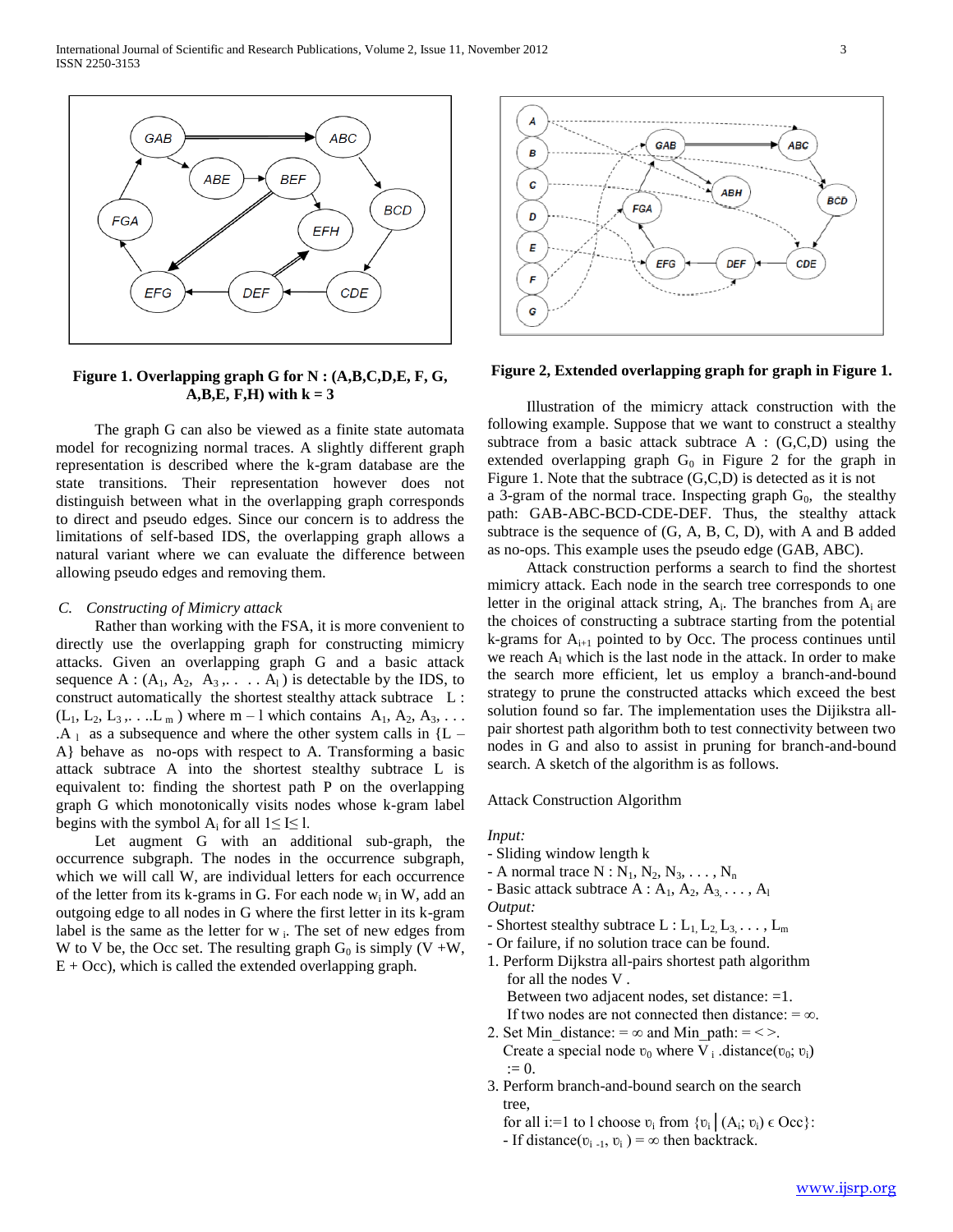**Figure 1. Overlapping graph G for N : (A,B,C,D,E, F, G, A,B,E, F,H) with k = 3**

The graph G can also be viewed as a finite state automata model for recognizing normal traces. A slightly different graph representation is described where the k-gram database are the state transitions. Their representation however does not distinguish between what in the overlapping graph corresponds to direct and pseudo edges. Since our concern is to address the limitations of self-based IDS, the overlapping graph allows a natural variant where we can evaluate the difference between allowing pseudo edges and removing them.

### *C. Constructing of Mimicry attack*

Rather than working with the FSA, it is more convenient to directly use the overlapping graph for constructing mimicry attacks. Given an overlapping graph G and a basic attack sequence A : ($A_1$, $A_2$, $A_3$,. . . . $A_l$ ) is detectable by the IDS, to construct automatically the shortest stealthy attack subtrace L : ($L_1$, $L_2$, $L_3$,. . ..$L_m$ ) where m – l which contains $A_1$, $A_2$, $A_3$, . . . .$A_l$ as a subsequence and where the other system calls in {L – A} behave as no-ops with respect to A. Transforming a basic attack subtrace A into the shortest stealthy subtrace L is equivalent to: finding the shortest path P on the overlapping graph G which monotonically visits nodes whose k-gram label begins with the symbol $A_i$ for all $1 \leq I \leq l$.

Let augment G with an additional sub-graph, the occurrence subgraph. The nodes in the occurrence subgraph, which we will call W, are individual letters for each occurrence of the letter from its k-grams in G. For each node $w_i$ in W, add an outgoing edge to all nodes in G where the first letter in its k-gram label is the same as the letter for $w_i$. The set of new edges from W to V be, the Occ set. The resulting graph $G_0$ is simply (V +W, E + Occ), which is called the extended overlapping graph.

**Figure 2, Extended overlapping graph for graph in Figure 1.**

Illustration of the mimicry attack construction with the following example. Suppose that we want to construct a stealthy subtrace from a basic attack subtrace A : (G,C,D) using the extended overlapping graph $G_0$ in Figure 2 for the graph in Figure 1. Note that the subtrace (G,C,D) is detected as it is not a 3-gram of the normal trace. Inspecting graph $G_0$, the stealthy path: GAB-ABC-BCD-CDE-DEF. Thus, the stealthy attack subtrace is the sequence of (G, A, B, C, D), with A and B added as no-ops. This example uses the pseudo edge (GAB, ABC).

Attack construction performs a search to find the shortest mimicry attack. Each node in the search tree corresponds to one letter in the original attack string, $A_i$. The branches from $A_i$ are the choices of constructing a subtrace starting from the potential k-grams for $A_{i+1}$ pointed to by Occ. The process continues until we reach $A_l$ which is the last node in the attack. In order to make the search more efficient, let us employ a branch-and-bound strategy to prune the constructed attacks which exceed the best solution found so far. The implementation uses the Dijikstra all-pair shortest path algorithm both to test connectivity between two nodes in G and also to assist in pruning for branch-and-bound search. A sketch of the algorithm is as follows.

Attack Construction Algorithm

*Input:*

- Sliding window length k
- A normal trace N : $N_1$, $N_2$, $N_3$, . . . , $N_n$
- Basic attack subtrace A : $A_1$, $A_2$, $A_3$, . . . , $A_l$

*Output:*

- Shortest stealthy subtrace L : $L_1$, $L_2$, $L_3$, . . . , $L_m$
- Or failure, if no solution trace can be found.

1. Perform Dijkstra all-pairs shortest path algorithm for all the nodes V .
   Between two adjacent nodes, set distance: =1.
   If two nodes are not connected then distance: = $\infty$.
2. Set Min_distance: = $\infty$ and Min_path: = < >.
   Create a special node $\upsilon_0$ where $V_i$ .distance($\upsilon_0$; $\upsilon_i$) := 0.
3. Perform branch-and-bound search on the search tree,
   for all i:=1 to l choose $\upsilon_i$ from {$\upsilon_i$ | ($A_i$; $\upsilon_i$) $\epsilon$ Occ}:
   - If distance($\upsilon_{i-1}$, $\upsilon_i$ ) = $\infty$ then backtrack.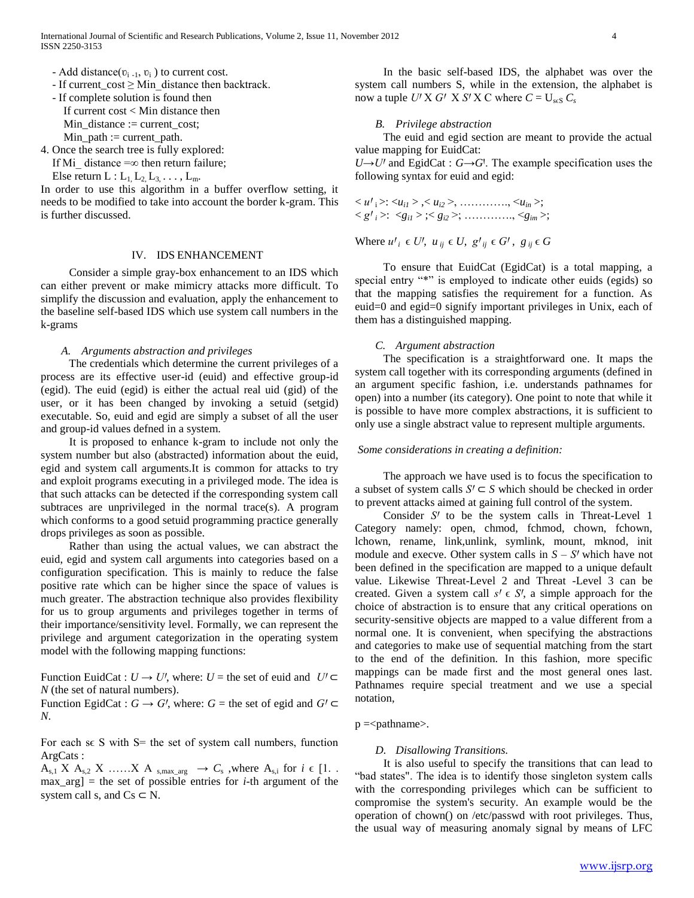- Add distance($v_{i-1}$, $v_i$ ) to current cost.
- If current_cost ≥ Min_distance then backtrack.
- If complete solution is found then
  If current cost < Min distance then
  Min_distance := current_cost;
  Min_path := current_path.

4. Once the search tree is fully explored:
   If Mi_ distance =∞ then return failure;
   Else return L : $L_1, L_2, L_3, \ldots, L_m$.

In order to use this algorithm in a buffer overflow setting, it needs to be modified to take into account the border k-gram. This is further discussed.

## IV. IDS ENHANCEMENT

Consider a simple gray-box enhancement to an IDS which can either prevent or make mimicry attacks more difficult. To simplify the discussion and evaluation, apply the enhancement to the baseline self-based IDS which use system call numbers in the k-grams

### A. Arguments abstraction and privileges

The credentials which determine the current privileges of a process are its effective user-id (euid) and effective group-id (egid). The euid (egid) is either the actual real uid (gid) of the user, or it has been changed by invoking a setuid (setgid) executable. So, euid and egid are simply a subset of all the user and group-id values defned in a system.

It is proposed to enhance k-gram to include not only the system number but also (abstracted) information about the euid, egid and system call arguments.It is common for attacks to try and exploit programs executing in a privileged mode. The idea is that such attacks can be detected if the corresponding system call subtraces are unprivileged in the normal trace(s). A program which conforms to a good setuid programming practice generally drops privileges as soon as possible.

Rather than using the actual values, we can abstract the euid, egid and system call arguments into categories based on a configuration specification. This is mainly to reduce the false positive rate which can be higher since the space of values is much greater. The abstraction technique also provides flexibility for us to group arguments and privileges together in terms of their importance/sensitivity level. Formally, we can represent the privilege and argument categorization in the operating system model with the following mapping functions:

Function EuidCat : $U \rightarrow U'$, where: $U$ = the set of euid and $U' \subset N$ (the set of natural numbers).
Function EgidCat : $G \rightarrow G'$, where: $G$ = the set of egid and $G' \subset N$.

For each $s \in S$ with S= the set of system call numbers, function ArgCats :
$A_{s,1} \times A_{s,2} \times \ldots\ldots \times A_{s,max\_arg} \rightarrow C_s$ ,where $A_{s,i}$ for $i \in [1..max\_arg]$ = the set of possible entries for $i$-th argument of the system call s, and $Cs \subset N$.

In the basic self-based IDS, the alphabet was over the system call numbers S, while in the extension, the alphabet is now a tuple $U' \times G' \times S' \times C$ where $C = \cup_{s \in S} C_s$

### B. Privilege abstraction

The euid and egid section are meant to provide the actual value mapping for EuidCat:
$U \rightarrow U'$ and EgidCat : $G \rightarrow G'$. The example specification uses the following syntax for euid and egid:

$< u'_i >: <u_{i1}> ,< u_{i2} >, \ldots\ldots\ldots\ldots, <u_{in}>;$
$< g'_i >: <g_{i1}> ;< g_{i2} >; \ldots\ldots\ldots\ldots, <g_{im}>;$

Where $u'_i \in U'$, $u_{ij} \in U$, $g'_{ij} \in G'$, $g_{ij} \in G$

To ensure that EuidCat (EgidCat) is a total mapping, a special entry "*" is employed to indicate other euids (egids) so that the mapping satisfies the requirement for a function. As euid=0 and egid=0 signify important privileges in Unix, each of them has a distinguished mapping.

### C. Argument abstraction

The specification is a straightforward one. It maps the system call together with its corresponding arguments (defined in an argument specific fashion, i.e. understands pathnames for open) into a number (its category). One point to note that while it is possible to have more complex abstractions, it is sufficient to only use a single abstract value to represent multiple arguments.

*Some considerations in creating a definition:*

The approach we have used is to focus the specification to a subset of system calls $S' \subset S$ which should be checked in order to prevent attacks aimed at gaining full control of the system.

Consider $S'$ to be the system calls in Threat-Level 1 Category namely: open, chmod, fchmod, chown, fchown, lchown, rename, link,unlink, symlink, mount, mknod, init module and execve. Other system calls in $S - S'$ which have not been defined in the specification are mapped to a unique default value. Likewise Threat-Level 2 and Threat -Level 3 can be created. Given a system call $s' \in S'$, a simple approach for the choice of abstraction is to ensure that any critical operations on security-sensitive objects are mapped to a value different from a normal one. It is convenient, when specifying the abstractions and categories to make use of sequential matching from the start to the end of the definition. In this fashion, more specific mappings can be made first and the most general ones last. Pathnames require special treatment and we use a special notation,

p =<pathname>.

### D. Disallowing Transitions.

It is also useful to specify the transitions that can lead to "bad states". The idea is to identify those singleton system calls with the corresponding privileges which can be sufficient to compromise the system's security. An example would be the operation of chown() on /etc/passwd with root privileges. Thus, the usual way of measuring anomaly signal by means of LFC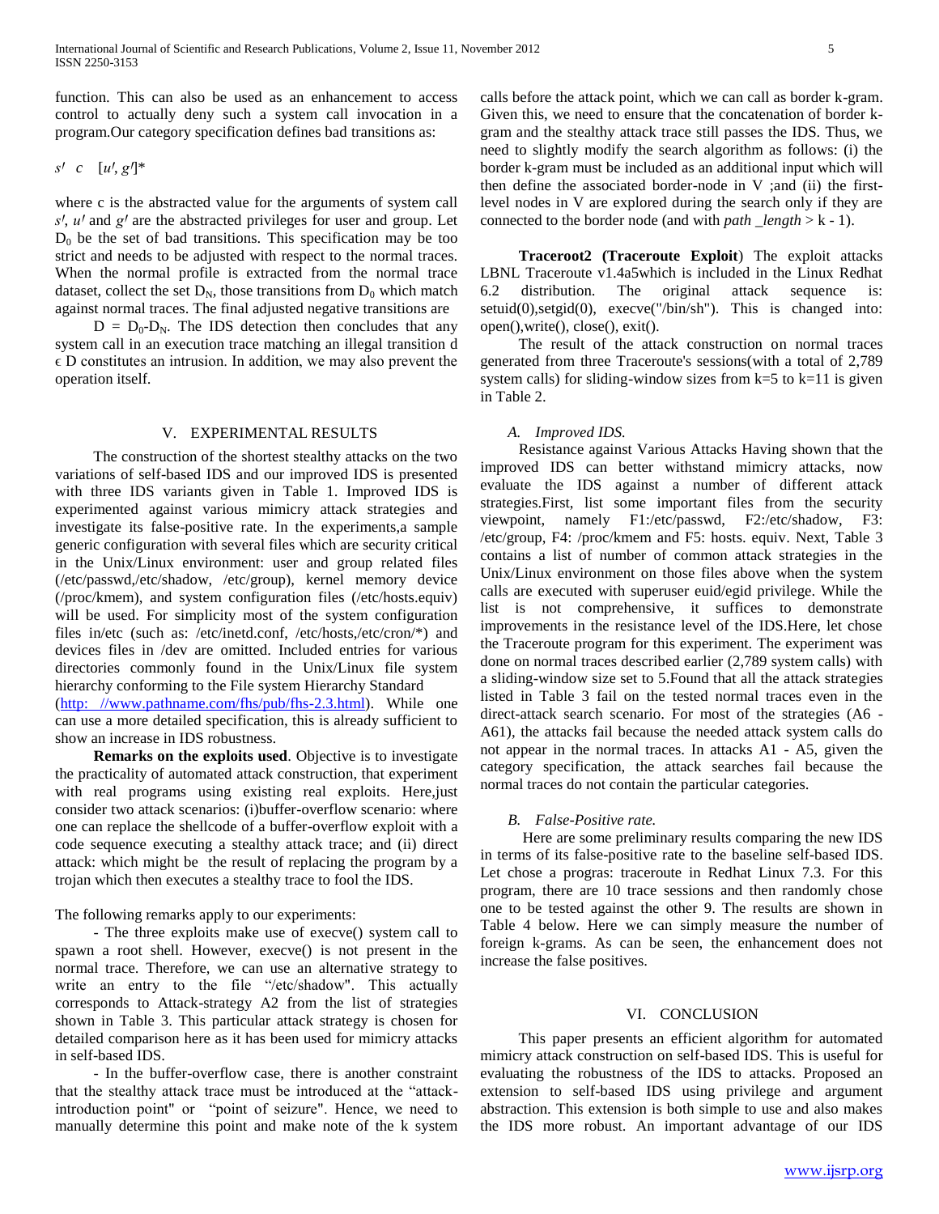function. This can also be used as an enhancement to access control to actually deny such a system call invocation in a program.Our category specification defines bad transitions as:

$s' \quad c \quad [u', g']^*$

where c is the abstracted value for the arguments of system call $s'$, $u'$ and $g'$ are the abstracted privileges for user and group. Let $D_0$ be the set of bad transitions. This specification may be too strict and needs to be adjusted with respect to the normal traces. When the normal profile is extracted from the normal trace dataset, collect the set $D_N$, those transitions from $D_0$ which match against normal traces. The final adjusted negative transitions are

$D = D_0 - D_N$. The IDS detection then concludes that any system call in an execution trace matching an illegal transition d $\epsilon$ D constitutes an intrusion. In addition, we may also prevent the operation itself.

## V. EXPERIMENTAL RESULTS

The construction of the shortest stealthy attacks on the two variations of self-based IDS and our improved IDS is presented with three IDS variants given in Table 1. Improved IDS is experimented against various mimicry attack strategies and investigate its false-positive rate. In the experiments,a sample generic configuration with several files which are security critical in the Unix/Linux environment: user and group related files (/etc/passwd,/etc/shadow, /etc/group), kernel memory device (/proc/kmem), and system configuration files (/etc/hosts.equiv) will be used. For simplicity most of the system configuration files in/etc (such as: /etc/inetd.conf, /etc/hosts,/etc/cron/*) and devices files in /dev are omitted. Included entries for various directories commonly found in the Unix/Linux file system hierarchy conforming to the File system Hierarchy Standard (http: //www.pathname.com/fhs/pub/fhs-2.3.html). While one can use a more detailed specification, this is already sufficient to show an increase in IDS robustness.

**Remarks on the exploits used**. Objective is to investigate the practicality of automated attack construction, that experiment with real programs using existing real exploits. Here,just consider two attack scenarios: (i)buffer-overflow scenario: where one can replace the shellcode of a buffer-overflow exploit with a code sequence executing a stealthy attack trace; and (ii) direct attack: which might be the result of replacing the program by a trojan which then executes a stealthy trace to fool the IDS.

The following remarks apply to our experiments:

- The three exploits make use of execve() system call to spawn a root shell. However, execve() is not present in the normal trace. Therefore, we can use an alternative strategy to write an entry to the file "/etc/shadow". This actually corresponds to Attack-strategy A2 from the list of strategies shown in Table 3. This particular attack strategy is chosen for detailed comparison here as it has been used for mimicry attacks in self-based IDS.

- In the buffer-overflow case, there is another constraint that the stealthy attack trace must be introduced at the "attack-introduction point" or "point of seizure". Hence, we need to manually determine this point and make note of the k system calls before the attack point, which we can call as border k-gram. Given this, we need to ensure that the concatenation of border k-gram and the stealthy attack trace still passes the IDS. Thus, we need to slightly modify the search algorithm as follows: (i) the border k-gram must be included as an additional input which will then define the associated border-node in V ;and (ii) the first-level nodes in V are explored during the search only if they are connected to the border node (and with *path _length* > k - 1).

**Traceroot2 (Traceroute Exploit**) The exploit attacks LBNL Traceroute v1.4a5which is included in the Linux Redhat 6.2 distribution. The original attack sequence is: setuid(0),setgid(0), execve("/bin/sh"). This is changed into: open(),write(), close(), exit().

The result of the attack construction on normal traces generated from three Traceroute's sessions(with a total of 2,789 system calls) for sliding-window sizes from k=5 to k=11 is given in Table 2.

### *A. Improved IDS.*

Resistance against Various Attacks Having shown that the improved IDS can better withstand mimicry attacks, now evaluate the IDS against a number of different attack strategies.First, list some important files from the security viewpoint, namely F1:/etc/passwd, F2:/etc/shadow, F3: /etc/group, F4: /proc/kmem and F5: hosts. equiv. Next, Table 3 contains a list of number of common attack strategies in the Unix/Linux environment on those files above when the system calls are executed with superuser euid/egid privilege. While the list is not comprehensive, it suffices to demonstrate improvements in the resistance level of the IDS.Here, let chose the Traceroute program for this experiment. The experiment was done on normal traces described earlier (2,789 system calls) with a sliding-window size set to 5.Found that all the attack strategies listed in Table 3 fail on the tested normal traces even in the direct-attack search scenario. For most of the strategies (A6 - A61), the attacks fail because the needed attack system calls do not appear in the normal traces. In attacks A1 - A5, given the category specification, the attack searches fail because the normal traces do not contain the particular categories.

### *B. False-Positive rate.*

Here are some preliminary results comparing the new IDS in terms of its false-positive rate to the baseline self-based IDS. Let chose a progras: traceroute in Redhat Linux 7.3. For this program, there are 10 trace sessions and then randomly chose one to be tested against the other 9. The results are shown in Table 4 below. Here we can simply measure the number of foreign k-grams. As can be seen, the enhancement does not increase the false positives.

## VI. CONCLUSION

This paper presents an efficient algorithm for automated mimicry attack construction on self-based IDS. This is useful for evaluating the robustness of the IDS to attacks. Proposed an extension to self-based IDS using privilege and argument abstraction. This extension is both simple to use and also makes the IDS more robust. An important advantage of our IDS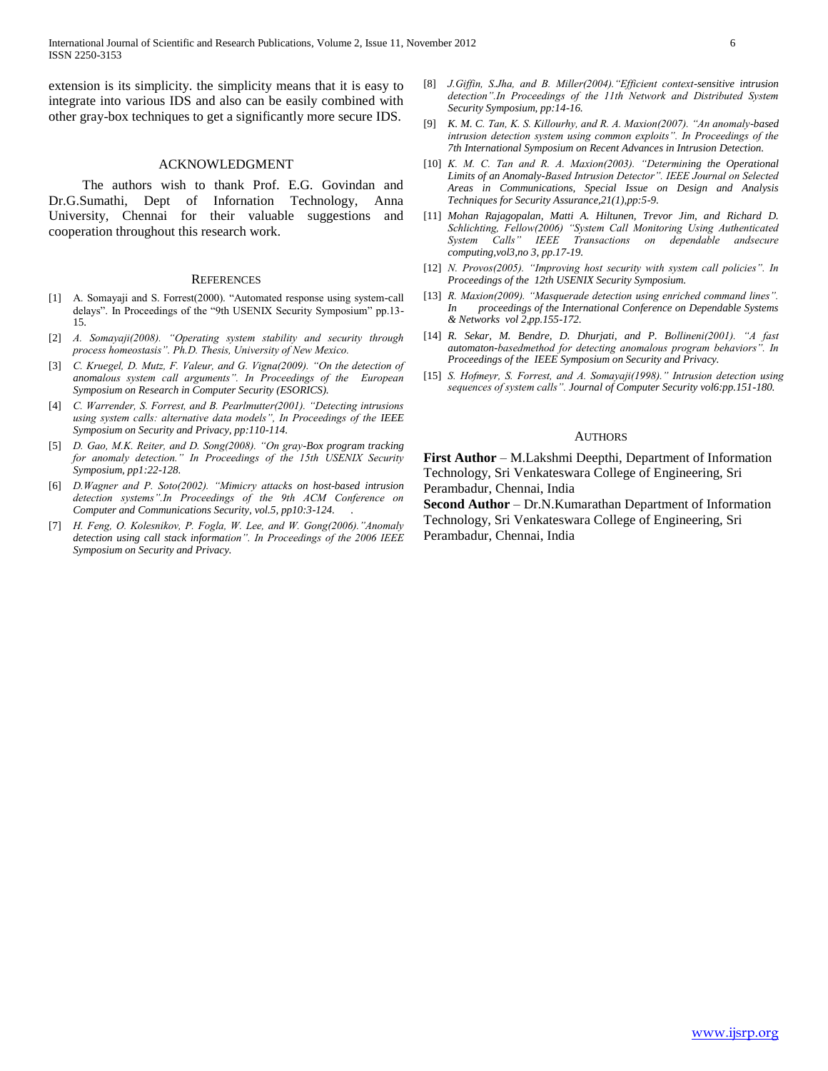extension is its simplicity. the simplicity means that it is easy to integrate into various IDS and also can be easily combined with other gray-box techniques to get a significantly more secure IDS.

## ACKNOWLEDGMENT

The authors wish to thank Prof. E.G. Govindan and Dr.G.Sumathi, Dept of Infornation Technology, Anna University, Chennai for their valuable suggestions and cooperation throughout this research work.

## REFERENCES

[1] A. Somayaji and S. Forrest(2000). "Automated response using system-call delays". In Proceedings of the "9th USENIX Security Symposium" pp.13-15.

[2] *A. Somayaji(2008). "Operating system stability and security through process homeostasis". Ph.D. Thesis, University of New Mexico.*

[3] *C. Kruegel, D. Mutz, F. Valeur, and G. Vigna(2009). "On the detection of anomalous system call arguments". In Proceedings of the European Symposium on Research in Computer Security (ESORICS).*

[4] *C. Warrender, S. Forrest, and B. Pearlmutter(2001). "Detecting intrusions using system calls: alternative data models", In Proceedings of the IEEE Symposium on Security and Privacy, pp:110-114.*

[5] *D. Gao, M.K. Reiter, and D. Song(2008). "On gray-Box program tracking for anomaly detection." In Proceedings of the 15th USENIX Security Symposium, pp1:22-128.*

[6] *D.Wagner and P. Soto(2002). "Mimicry attacks on host-based intrusion detection systems".In Proceedings of the 9th ACM Conference on Computer and Communications Security, vol.5, pp10:3-124.*

[7] *H. Feng, O. Kolesnikov, P. Fogla, W. Lee, and W. Gong(2006)."Anomaly detection using call stack information". In Proceedings of the 2006 IEEE Symposium on Security and Privacy.*

[8] *J.Giffin, S.Jha, and B. Miller(2004)."Efficient context-sensitive intrusion detection".In Proceedings of the 11th Network and Distributed System Security Symposium, pp:14-16.*

[9] *K. M. C. Tan, K. S. Killourhy, and R. A. Maxion(2007). "An anomaly-based intrusion detection system using common exploits". In Proceedings of the 7th International Symposium on Recent Advances in Intrusion Detection.*

[10] *K. M. C. Tan and R. A. Maxion(2003). "Determining the Operational Limits of an Anomaly-Based Intrusion Detector". IEEE Journal on Selected Areas in Communications, Special Issue on Design and Analysis Techniques for Security Assurance,21(1),pp:5-9.*

[11] *Mohan Rajagopalan, Matti A. Hiltunen, Trevor Jim, and Richard D. Schlichting, Fellow(2006) "System Call Monitoring Using Authenticated System Calls" IEEE Transactions on dependable andsecure computing,vol3,no 3, pp.17-19.*

[12] *N. Provos(2005). "Improving host security with system call policies". In Proceedings of the 12th USENIX Security Symposium.*

[13] *R. Maxion(2009). "Masquerade detection using enriched command lines". In proceedings of the International Conference on Dependable Systems & Networks vol 2,pp.155-172.*

[14] *R. Sekar, M. Bendre, D. Dhurjati, and P. Bollineni(2001). "A fast automaton-basedmethod for detecting anomalous program behaviors". In Proceedings of the IEEE Symposium on Security and Privacy.*

[15] *S. Hofmeyr, S. Forrest, and A. Somayaji(1998)." Intrusion detection using sequences of system calls". Journal of Computer Security vol6:pp.151-180.*

## AUTHORS

**First Author** – M.Lakshmi Deepthi, Department of Information Technology, Sri Venkateswara College of Engineering, Sri Perambadur, Chennai, India

**Second Author** – Dr.N.Kumarathan Department of Information Technology, Sri Venkateswara College of Engineering, Sri Perambadur, Chennai, India